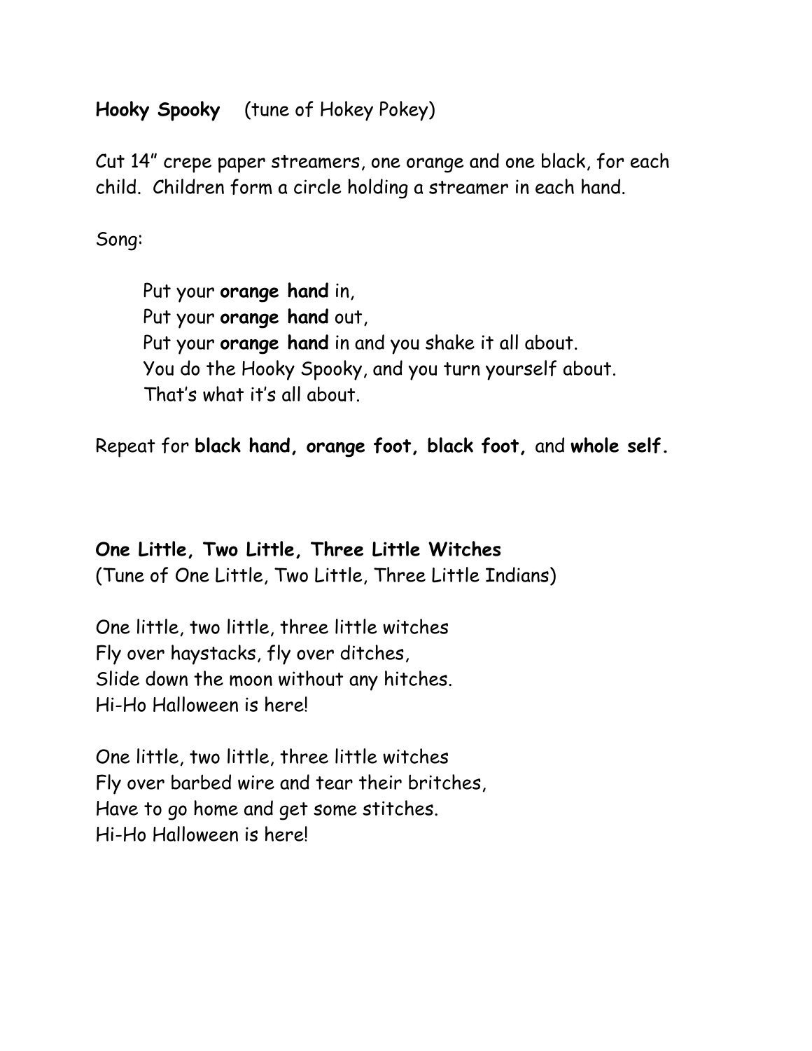**Hooky Spooky** (tune of Hokey Pokey)

Cut 14" crepe paper streamers, one orange and one black, for each child. Children form a circle holding a streamer in each hand.

Song:

> Put your **orange hand** in,
> Put your **orange hand** out,
> Put your **orange hand** in and you shake it all about.
> You do the Hooky Spooky, and you turn yourself about.
> That's what it's all about.

Repeat for **black hand, orange foot, black foot,** and **whole self.**

**One Little, Two Little, Three Little Witches**
(Tune of One Little, Two Little, Three Little Indians)

One little, two little, three little witches
Fly over haystacks, fly over ditches,
Slide down the moon without any hitches.
Hi-Ho Halloween is here!

One little, two little, three little witches
Fly over barbed wire and tear their britches,
Have to go home and get some stitches.
Hi-Ho Halloween is here!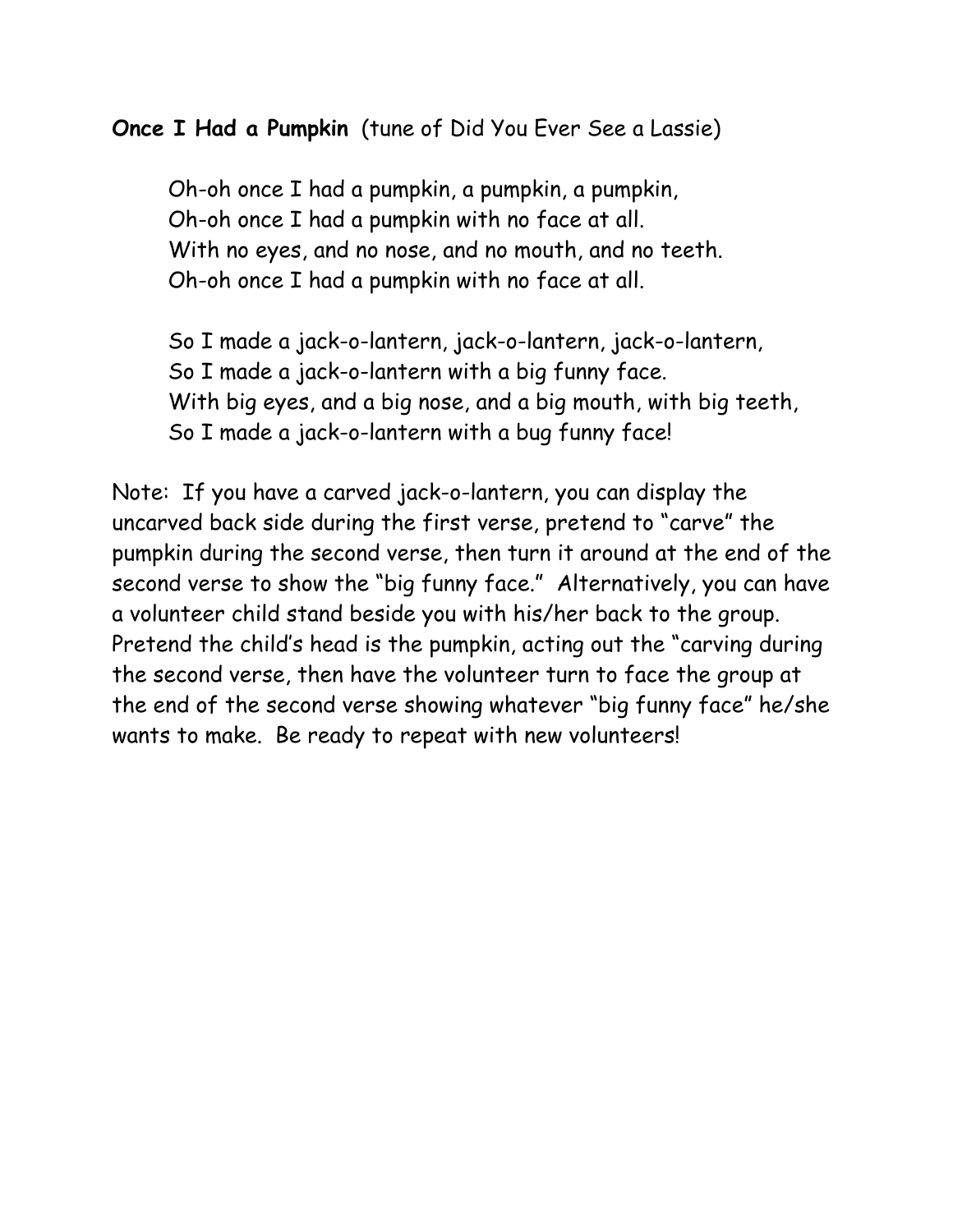**Once I Had a Pumpkin** (tune of Did You Ever See a Lassie)

Oh-oh once I had a pumpkin, a pumpkin, a pumpkin,  
Oh-oh once I had a pumpkin with no face at all.  
With no eyes, and no nose, and no mouth, and no teeth.  
Oh-oh once I had a pumpkin with no face at all.

So I made a jack-o-lantern, jack-o-lantern, jack-o-lantern,  
So I made a jack-o-lantern with a big funny face.  
With big eyes, and a big nose, and a big mouth, with big teeth,  
So I made a jack-o-lantern with a bug funny face!

Note: If you have a carved jack-o-lantern, you can display the uncarved back side during the first verse, pretend to "carve" the pumpkin during the second verse, then turn it around at the end of the second verse to show the "big funny face." Alternatively, you can have a volunteer child stand beside you with his/her back to the group. Pretend the child's head is the pumpkin, acting out the "carving during the second verse, then have the volunteer turn to face the group at the end of the second verse showing whatever "big funny face" he/she wants to make. Be ready to repeat with new volunteers!